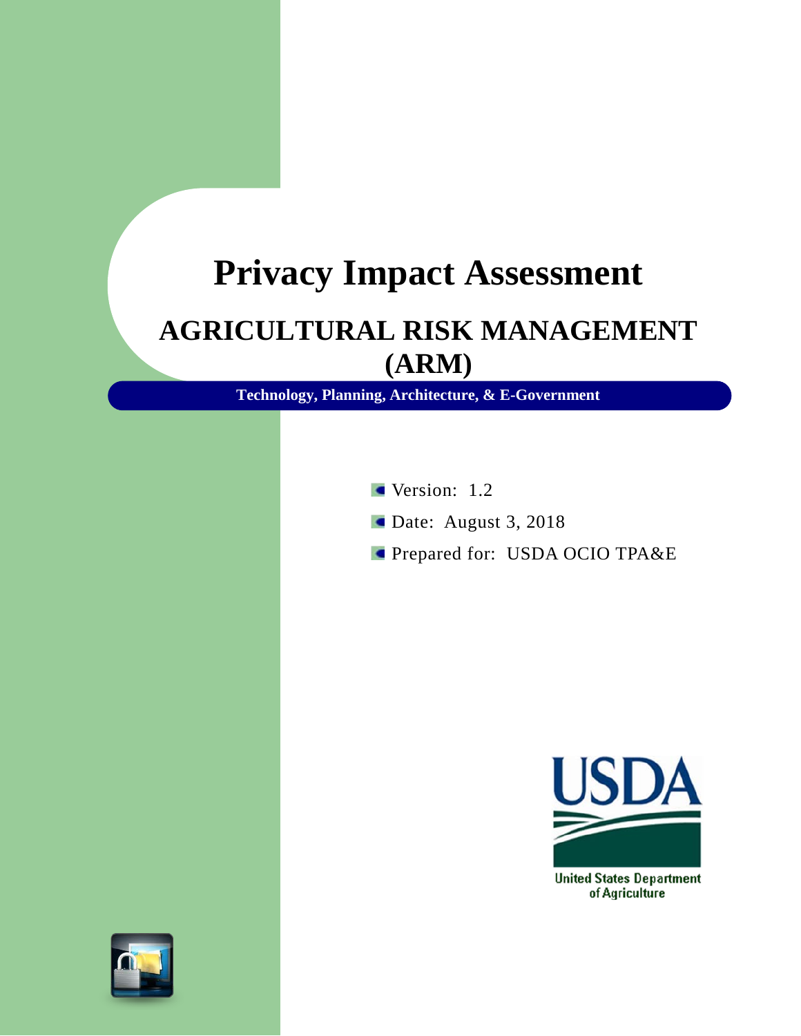# Privacy Impact Assessment

## AGRICULTURAL RISK MANAGEMENT (ARM)

**Technology, Planning, Architecture, & E-Government**

- Version: 1.2
- Date: August 3, 2018
- Prepared for: USDA OCIO TPA&E

USDA
United States Department of Agriculture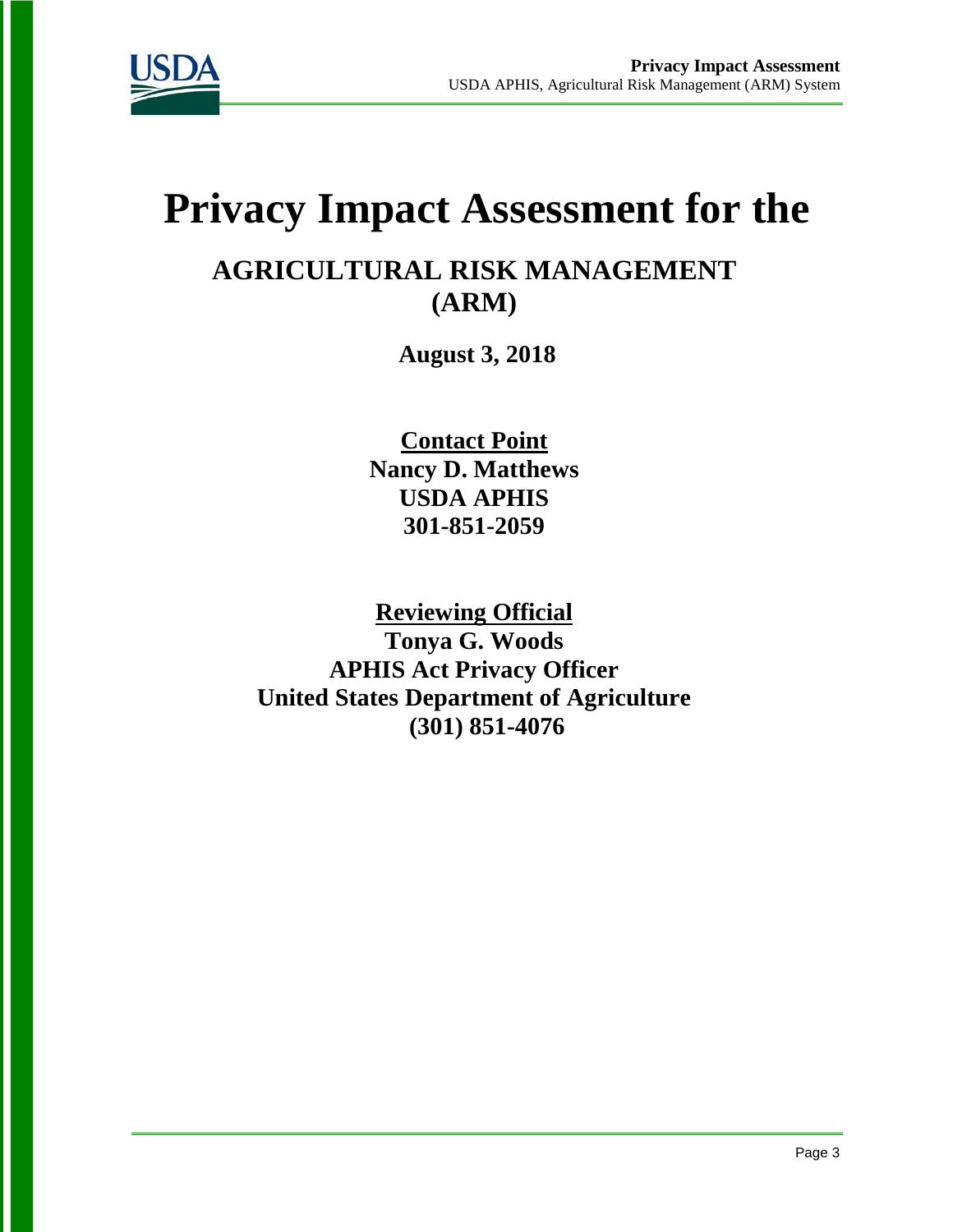# Privacy Impact Assessment for the

## AGRICULTURAL RISK MANAGEMENT (ARM)

**August 3, 2018**

**Contact Point**
**Nancy D. Matthews**
**USDA APHIS**
**301-851-2059**

**Reviewing Official**
**Tonya G. Woods**
**APHIS Act Privacy Officer**
**United States Department of Agriculture**
**(301) 851-4076**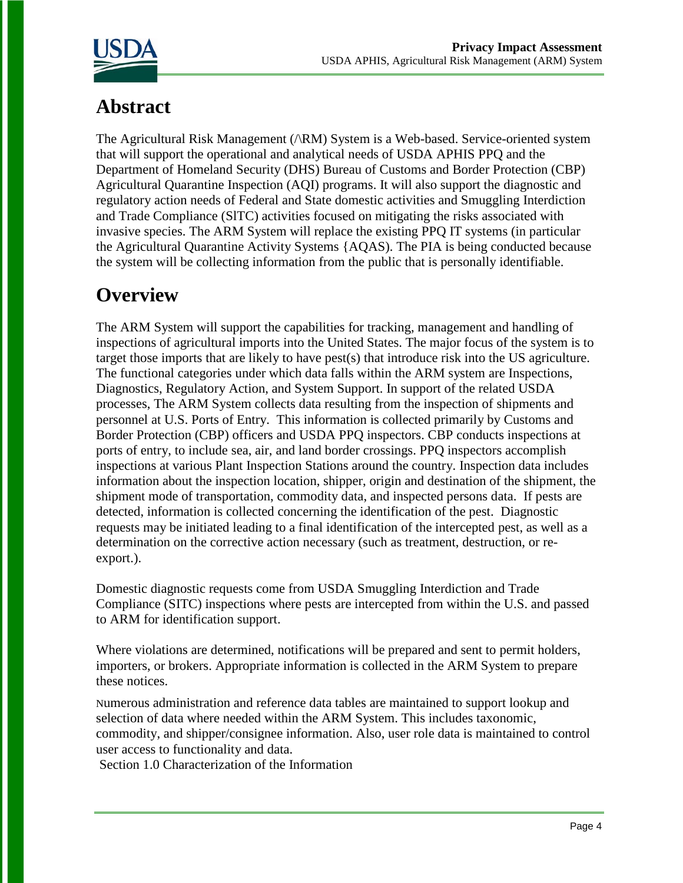# Abstract

The Agricultural Risk Management (/\RM) System is a Web-based. Service-oriented system that will support the operational and analytical needs of USDA APHIS PPQ and the Department of Homeland Security (DHS) Bureau of Customs and Border Protection (CBP) Agricultural Quarantine Inspection (AQI) programs. It will also support the diagnostic and regulatory action needs of Federal and State domestic activities and Smuggling Interdiction and Trade Compliance (SlTC) activities focused on mitigating the risks associated with invasive species. The ARM System will replace the existing PPQ IT systems (in particular the Agricultural Quarantine Activity Systems {AQAS). The PIA is being conducted because the system will be collecting information from the public that is personally identifiable.

# Overview

The ARM System will support the capabilities for tracking, management and handling of inspections of agricultural imports into the United States. The major focus of the system is to target those imports that are likely to have pest(s) that introduce risk into the US agriculture. The functional categories under which data falls within the ARM system are Inspections, Diagnostics, Regulatory Action, and System Support. In support of the related USDA processes, The ARM System collects data resulting from the inspection of shipments and personnel at U.S. Ports of Entry. This information is collected primarily by Customs and Border Protection (CBP) officers and USDA PPQ inspectors. CBP conducts inspections at ports of entry, to include sea, air, and land border crossings. PPQ inspectors accomplish inspections at various Plant Inspection Stations around the country. Inspection data includes information about the inspection location, shipper, origin and destination of the shipment, the shipment mode of transportation, commodity data, and inspected persons data. If pests are detected, information is collected concerning the identification of the pest. Diagnostic requests may be initiated leading to a final identification of the intercepted pest, as well as a determination on the corrective action necessary (such as treatment, destruction, or re-export.).

Domestic diagnostic requests come from USDA Smuggling Interdiction and Trade Compliance (SITC) inspections where pests are intercepted from within the U.S. and passed to ARM for identification support.

Where violations are determined, notifications will be prepared and sent to permit holders, importers, or brokers. Appropriate information is collected in the ARM System to prepare these notices.

Numerous administration and reference data tables are maintained to support lookup and selection of data where needed within the ARM System. This includes taxonomic, commodity, and shipper/consignee information. Also, user role data is maintained to control user access to functionality and data.

Section 1.0 Characterization of the Information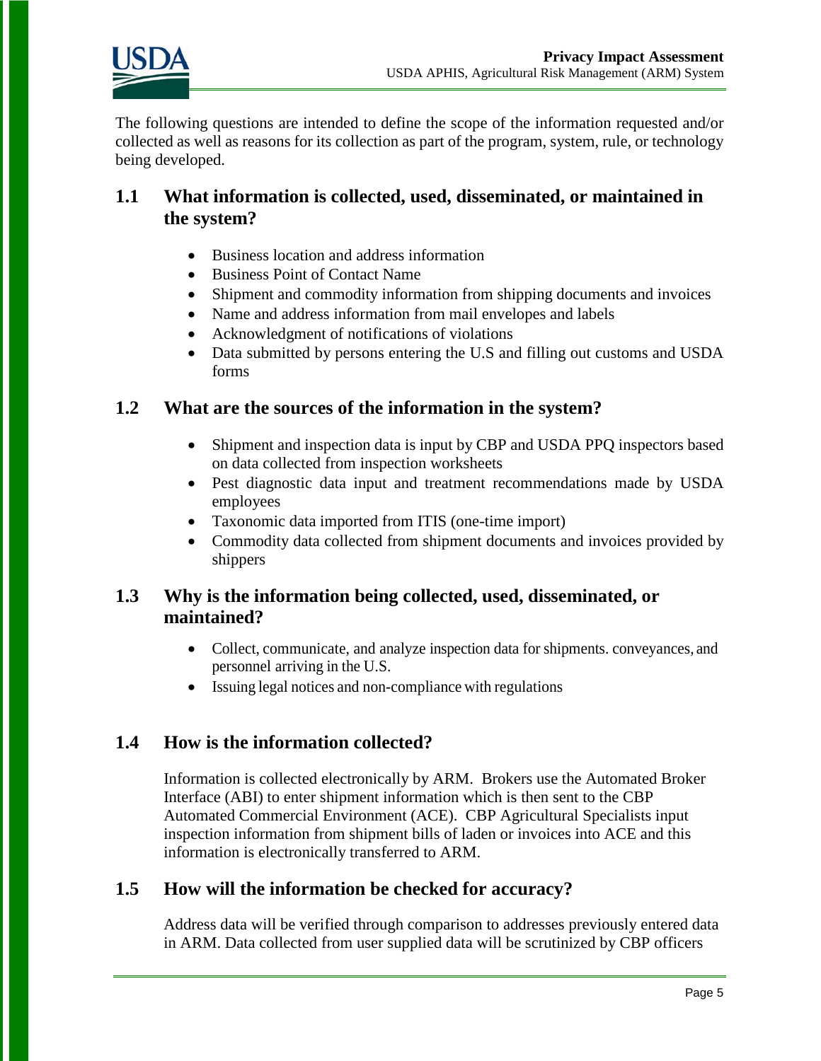The following questions are intended to define the scope of the information requested and/or collected as well as reasons for its collection as part of the program, system, rule, or technology being developed.

## 1.1 What information is collected, used, disseminated, or maintained in the system?

- Business location and address information
- Business Point of Contact Name
- Shipment and commodity information from shipping documents and invoices
- Name and address information from mail envelopes and labels
- Acknowledgment of notifications of violations
- Data submitted by persons entering the U.S and filling out customs and USDA forms

## 1.2 What are the sources of the information in the system?

- Shipment and inspection data is input by CBP and USDA PPQ inspectors based on data collected from inspection worksheets
- Pest diagnostic data input and treatment recommendations made by USDA employees
- Taxonomic data imported from ITIS (one-time import)
- Commodity data collected from shipment documents and invoices provided by shippers

## 1.3 Why is the information being collected, used, disseminated, or maintained?

- Collect, communicate, and analyze inspection data for shipments. conveyances, and personnel arriving in the U.S.
- Issuing legal notices and non-compliance with regulations

## 1.4 How is the information collected?

Information is collected electronically by ARM. Brokers use the Automated Broker Interface (ABI) to enter shipment information which is then sent to the CBP Automated Commercial Environment (ACE). CBP Agricultural Specialists input inspection information from shipment bills of laden or invoices into ACE and this information is electronically transferred to ARM.

## 1.5 How will the information be checked for accuracy?

Address data will be verified through comparison to addresses previously entered data in ARM. Data collected from user supplied data will be scrutinized by CBP officers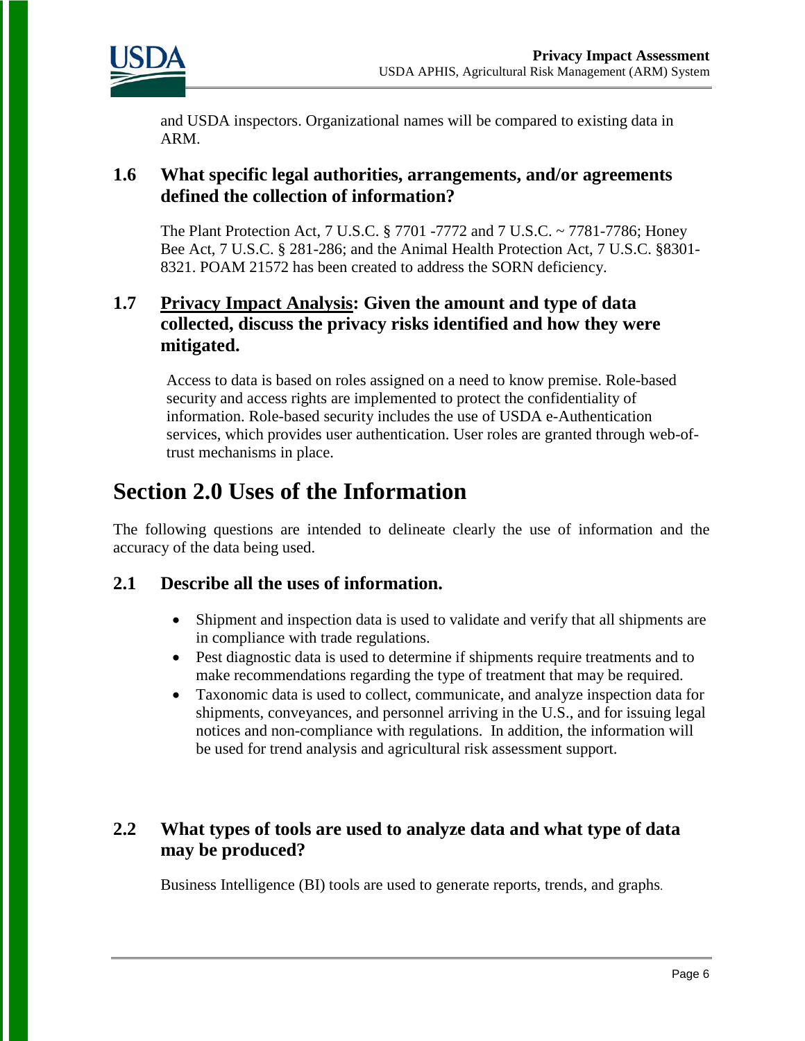and USDA inspectors. Organizational names will be compared to existing data in ARM.

### 1.6 What specific legal authorities, arrangements, and/or agreements defined the collection of information?

The Plant Protection Act, 7 U.S.C. § 7701 -7772 and 7 U.S.C. ~ 7781-7786; Honey Bee Act, 7 U.S.C. § 281-286; and the Animal Health Protection Act, 7 U.S.C. §8301-8321. POAM 21572 has been created to address the SORN deficiency.

### 1.7 Privacy Impact Analysis: Given the amount and type of data collected, discuss the privacy risks identified and how they were mitigated.

Access to data is based on roles assigned on a need to know premise. Role-based security and access rights are implemented to protect the confidentiality of information. Role-based security includes the use of USDA e-Authentication services, which provides user authentication. User roles are granted through web-of-trust mechanisms in place.

## Section 2.0 Uses of the Information

The following questions are intended to delineate clearly the use of information and the accuracy of the data being used.

### 2.1 Describe all the uses of information.

- Shipment and inspection data is used to validate and verify that all shipments are in compliance with trade regulations.
- Pest diagnostic data is used to determine if shipments require treatments and to make recommendations regarding the type of treatment that may be required.
- Taxonomic data is used to collect, communicate, and analyze inspection data for shipments, conveyances, and personnel arriving in the U.S., and for issuing legal notices and non-compliance with regulations. In addition, the information will be used for trend analysis and agricultural risk assessment support.

### 2.2 What types of tools are used to analyze data and what type of data may be produced?

Business Intelligence (BI) tools are used to generate reports, trends, and graphs.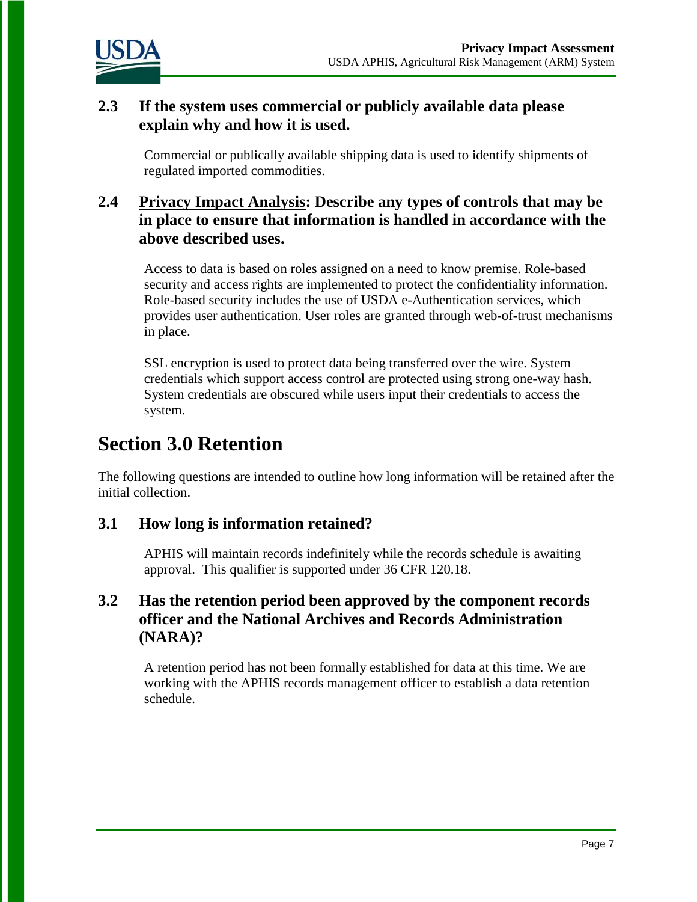### 2.3 If the system uses commercial or publicly available data please explain why and how it is used.

Commercial or publically available shipping data is used to identify shipments of regulated imported commodities.

### 2.4 <u>Privacy Impact Analysis</u>: Describe any types of controls that may be in place to ensure that information is handled in accordance with the above described uses.

Access to data is based on roles assigned on a need to know premise. Role-based security and access rights are implemented to protect the confidentiality information. Role-based security includes the use of USDA e-Authentication services, which provides user authentication. User roles are granted through web-of-trust mechanisms in place.

SSL encryption is used to protect data being transferred over the wire. System credentials which support access control are protected using strong one-way hash. System credentials are obscured while users input their credentials to access the system.

## Section 3.0 Retention

The following questions are intended to outline how long information will be retained after the initial collection.

### 3.1 How long is information retained?

APHIS will maintain records indefinitely while the records schedule is awaiting approval. This qualifier is supported under 36 CFR 120.18.

### 3.2 Has the retention period been approved by the component records officer and the National Archives and Records Administration (NARA)?

A retention period has not been formally established for data at this time. We are working with the APHIS records management officer to establish a data retention schedule.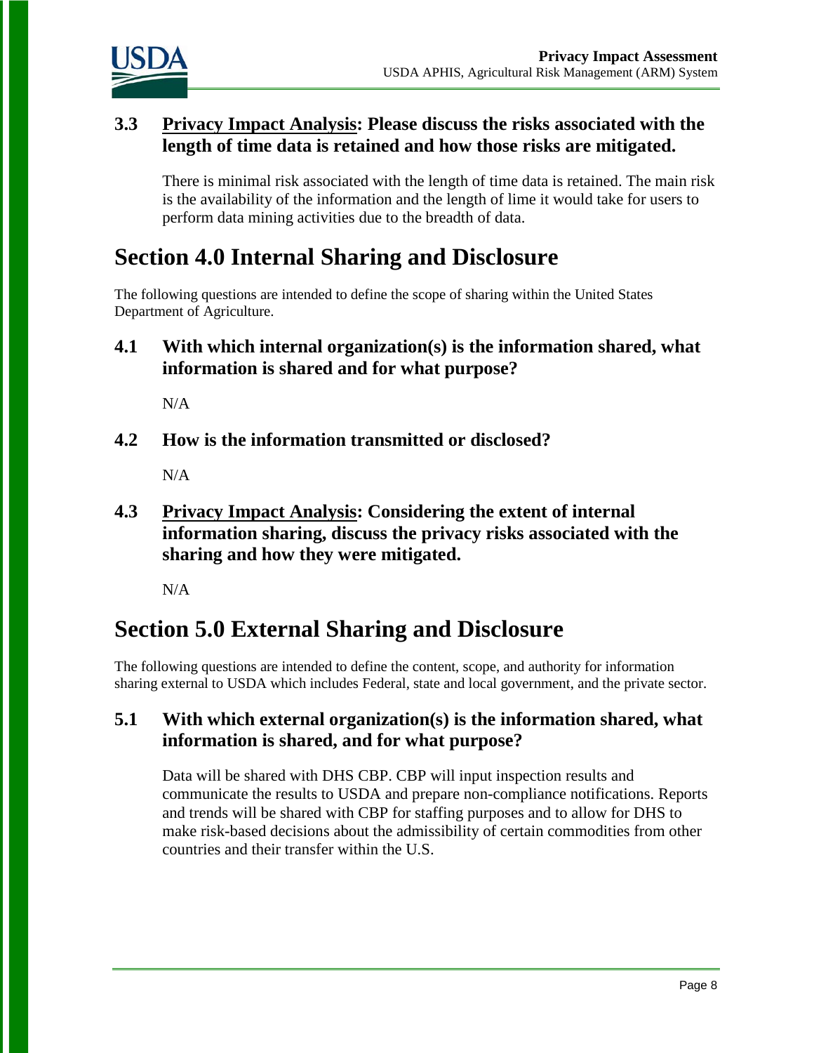### 3.3 Privacy Impact Analysis: Please discuss the risks associated with the length of time data is retained and how those risks are mitigated.

There is minimal risk associated with the length of time data is retained. The main risk is the availability of the information and the length of lime it would take for users to perform data mining activities due to the breadth of data.

## Section 4.0 Internal Sharing and Disclosure

The following questions are intended to define the scope of sharing within the United States Department of Agriculture.

### 4.1 With which internal organization(s) is the information shared, what information is shared and for what purpose?

N/A

### 4.2 How is the information transmitted or disclosed?

N/A

### 4.3 Privacy Impact Analysis: Considering the extent of internal information sharing, discuss the privacy risks associated with the sharing and how they were mitigated.

N/A

## Section 5.0 External Sharing and Disclosure

The following questions are intended to define the content, scope, and authority for information sharing external to USDA which includes Federal, state and local government, and the private sector.

### 5.1 With which external organization(s) is the information shared, what information is shared, and for what purpose?

Data will be shared with DHS CBP. CBP will input inspection results and communicate the results to USDA and prepare non-compliance notifications. Reports and trends will be shared with CBP for staffing purposes and to allow for DHS to make risk-based decisions about the admissibility of certain commodities from other countries and their transfer within the U.S.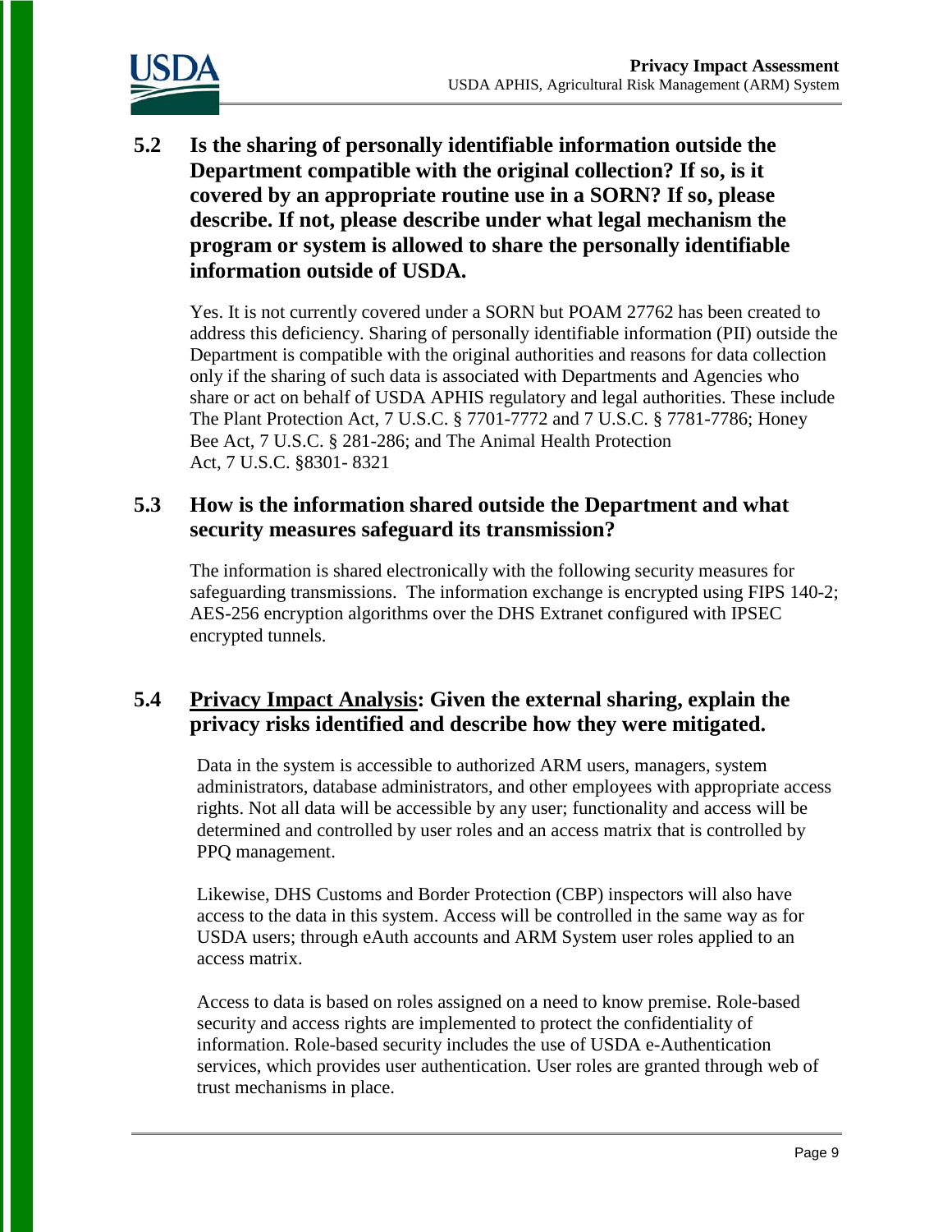## 5.2 Is the sharing of personally identifiable information outside the Department compatible with the original collection? If so, is it covered by an appropriate routine use in a SORN? If so, please describe. If not, please describe under what legal mechanism the program or system is allowed to share the personally identifiable information outside of USDA.

Yes. It is not currently covered under a SORN but POAM 27762 has been created to address this deficiency. Sharing of personally identifiable information (PII) outside the Department is compatible with the original authorities and reasons for data collection only if the sharing of such data is associated with Departments and Agencies who share or act on behalf of USDA APHIS regulatory and legal authorities. These include The Plant Protection Act, 7 U.S.C. § 7701-7772 and 7 U.S.C. § 7781-7786; Honey Bee Act, 7 U.S.C. § 281-286; and The Animal Health Protection Act, 7 U.S.C. §8301- 8321

## 5.3 How is the information shared outside the Department and what security measures safeguard its transmission?

The information is shared electronically with the following security measures for safeguarding transmissions. The information exchange is encrypted using FIPS 140-2; AES-256 encryption algorithms over the DHS Extranet configured with IPSEC encrypted tunnels.

## 5.4 <u>Privacy Impact Analysis</u>: Given the external sharing, explain the privacy risks identified and describe how they were mitigated.

Data in the system is accessible to authorized ARM users, managers, system administrators, database administrators, and other employees with appropriate access rights. Not all data will be accessible by any user; functionality and access will be determined and controlled by user roles and an access matrix that is controlled by PPQ management.

Likewise, DHS Customs and Border Protection (CBP) inspectors will also have access to the data in this system. Access will be controlled in the same way as for USDA users; through eAuth accounts and ARM System user roles applied to an access matrix.

Access to data is based on roles assigned on a need to know premise. Role-based security and access rights are implemented to protect the confidentiality of information. Role-based security includes the use of USDA e-Authentication services, which provides user authentication. User roles are granted through web of trust mechanisms in place.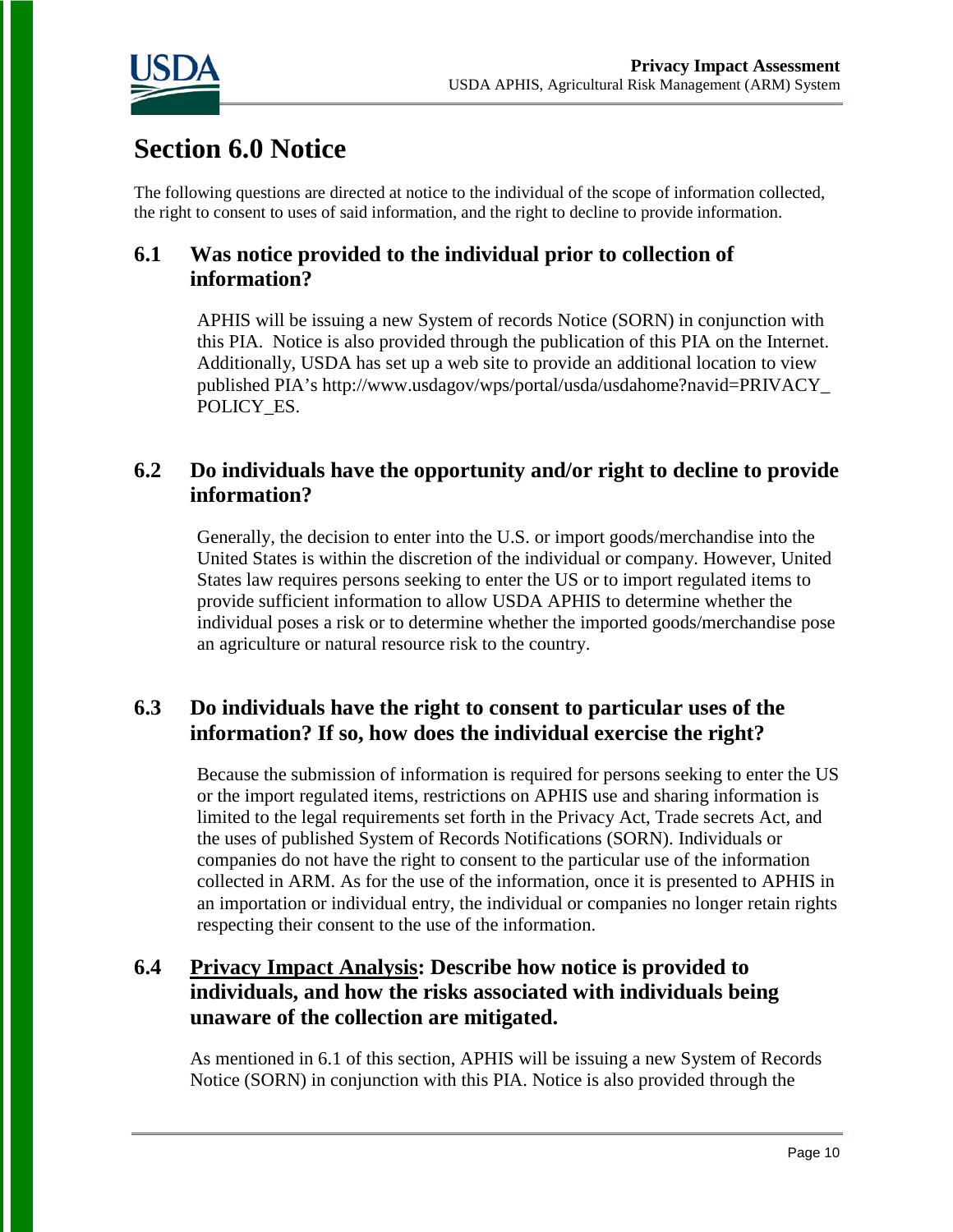# Section 6.0 Notice

The following questions are directed at notice to the individual of the scope of information collected, the right to consent to uses of said information, and the right to decline to provide information.

## 6.1 Was notice provided to the individual prior to collection of information?

APHIS will be issuing a new System of records Notice (SORN) in conjunction with this PIA. Notice is also provided through the publication of this PIA on the Internet. Additionally, USDA has set up a web site to provide an additional location to view published PIA's http://www.usdagov/wps/portal/usda/usdahome?navid=PRIVACY_POLICY_ES.

## 6.2 Do individuals have the opportunity and/or right to decline to provide information?

Generally, the decision to enter into the U.S. or import goods/merchandise into the United States is within the discretion of the individual or company. However, United States law requires persons seeking to enter the US or to import regulated items to provide sufficient information to allow USDA APHIS to determine whether the individual poses a risk or to determine whether the imported goods/merchandise pose an agriculture or natural resource risk to the country.

## 6.3 Do individuals have the right to consent to particular uses of the information? If so, how does the individual exercise the right?

Because the submission of information is required for persons seeking to enter the US or the import regulated items, restrictions on APHIS use and sharing information is limited to the legal requirements set forth in the Privacy Act, Trade secrets Act, and the uses of published System of Records Notifications (SORN). Individuals or companies do not have the right to consent to the particular use of the information collected in ARM. As for the use of the information, once it is presented to APHIS in an importation or individual entry, the individual or companies no longer retain rights respecting their consent to the use of the information.

## 6.4 Privacy Impact Analysis: Describe how notice is provided to individuals, and how the risks associated with individuals being unaware of the collection are mitigated.

As mentioned in 6.1 of this section, APHIS will be issuing a new System of Records Notice (SORN) in conjunction with this PIA. Notice is also provided through the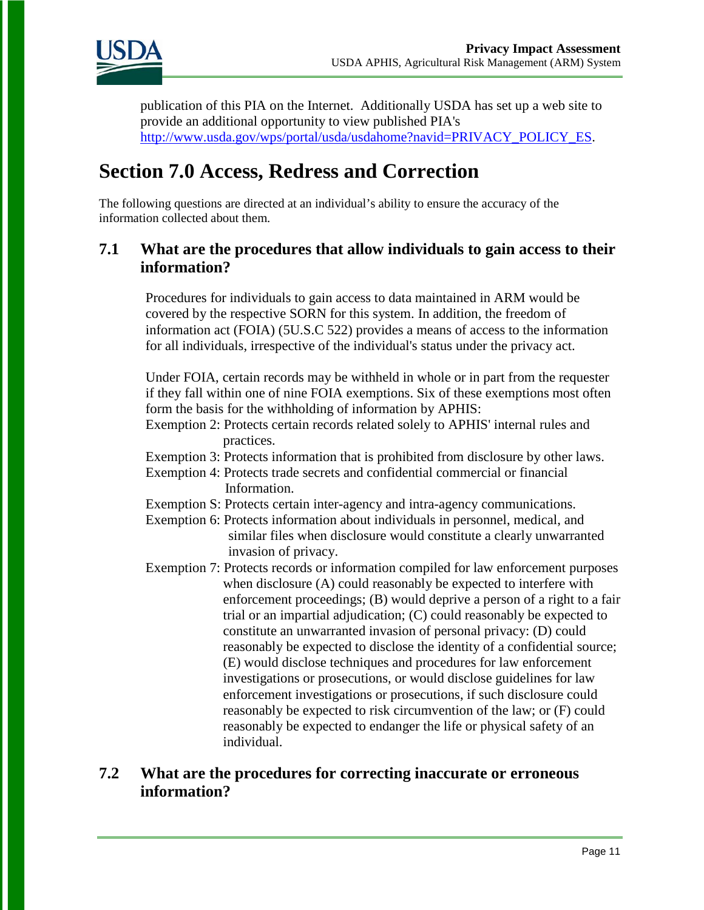publication of this PIA on the Internet. Additionally USDA has set up a web site to provide an additional opportunity to view published PIA's http://www.usda.gov/wps/portal/usda/usdahome?navid=PRIVACY_POLICY_ES.

# Section 7.0 Access, Redress and Correction

The following questions are directed at an individual's ability to ensure the accuracy of the information collected about them.

## 7.1 What are the procedures that allow individuals to gain access to their information?

Procedures for individuals to gain access to data maintained in ARM would be covered by the respective SORN for this system. In addition, the freedom of information act (FOIA) (5U.S.C 522) provides a means of access to the information for all individuals, irrespective of the individual's status under the privacy act.

Under FOIA, certain records may be withheld in whole or in part from the requester if they fall within one of nine FOIA exemptions. Six of these exemptions most often form the basis for the withholding of information by APHIS:

Exemption 2: Protects certain records related solely to APHIS' internal rules and practices.

Exemption 3: Protects information that is prohibited from disclosure by other laws.

Exemption 4: Protects trade secrets and confidential commercial or financial Information.

Exemption S: Protects certain inter-agency and intra-agency communications.

Exemption 6: Protects information about individuals in personnel, medical, and similar files when disclosure would constitute a clearly unwarranted invasion of privacy.

Exemption 7: Protects records or information compiled for law enforcement purposes when disclosure (A) could reasonably be expected to interfere with enforcement proceedings; (B) would deprive a person of a right to a fair trial or an impartial adjudication; (C) could reasonably be expected to constitute an unwarranted invasion of personal privacy: (D) could reasonably be expected to disclose the identity of a confidential source; (E) would disclose techniques and procedures for law enforcement investigations or prosecutions, or would disclose guidelines for law enforcement investigations or prosecutions, if such disclosure could reasonably be expected to risk circumvention of the law; or (F) could reasonably be expected to endanger the life or physical safety of an individual.

## 7.2 What are the procedures for correcting inaccurate or erroneous information?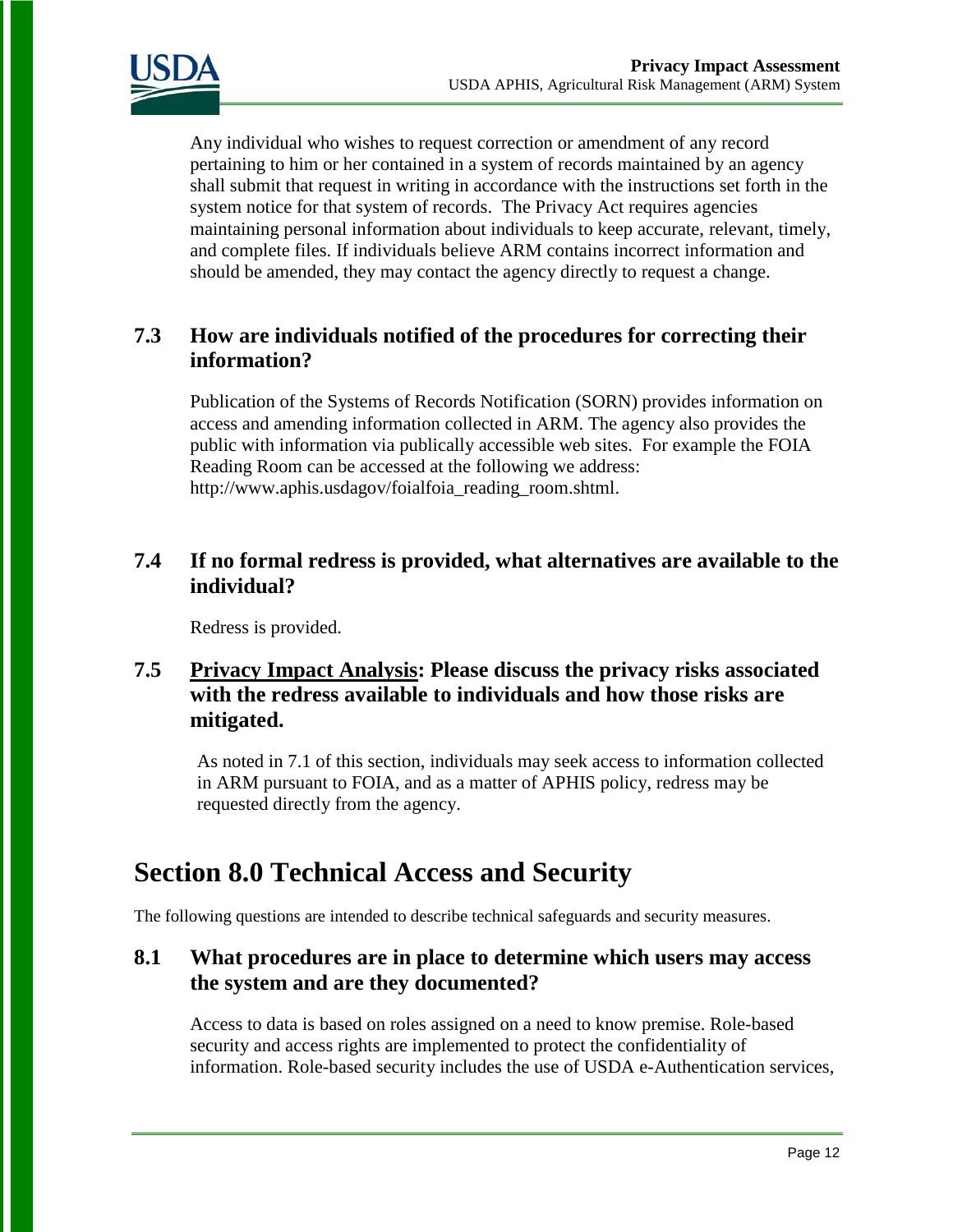Any individual who wishes to request correction or amendment of any record pertaining to him or her contained in a system of records maintained by an agency shall submit that request in writing in accordance with the instructions set forth in the system notice for that system of records. The Privacy Act requires agencies maintaining personal information about individuals to keep accurate, relevant, timely, and complete files. If individuals believe ARM contains incorrect information and should be amended, they may contact the agency directly to request a change.

### 7.3 How are individuals notified of the procedures for correcting their information?

Publication of the Systems of Records Notification (SORN) provides information on access and amending information collected in ARM. The agency also provides the public with information via publically accessible web sites. For example the FOIA Reading Room can be accessed at the following we address: http://www.aphis.usdagov/foialfoia_reading_room.shtml.

### 7.4 If no formal redress is provided, what alternatives are available to the individual?

Redress is provided.

### 7.5 Privacy Impact Analysis: Please discuss the privacy risks associated with the redress available to individuals and how those risks are mitigated.

As noted in 7.1 of this section, individuals may seek access to information collected in ARM pursuant to FOIA, and as a matter of APHIS policy, redress may be requested directly from the agency.

## Section 8.0 Technical Access and Security

The following questions are intended to describe technical safeguards and security measures.

### 8.1 What procedures are in place to determine which users may access the system and are they documented?

Access to data is based on roles assigned on a need to know premise. Role-based security and access rights are implemented to protect the confidentiality of information. Role-based security includes the use of USDA e-Authentication services,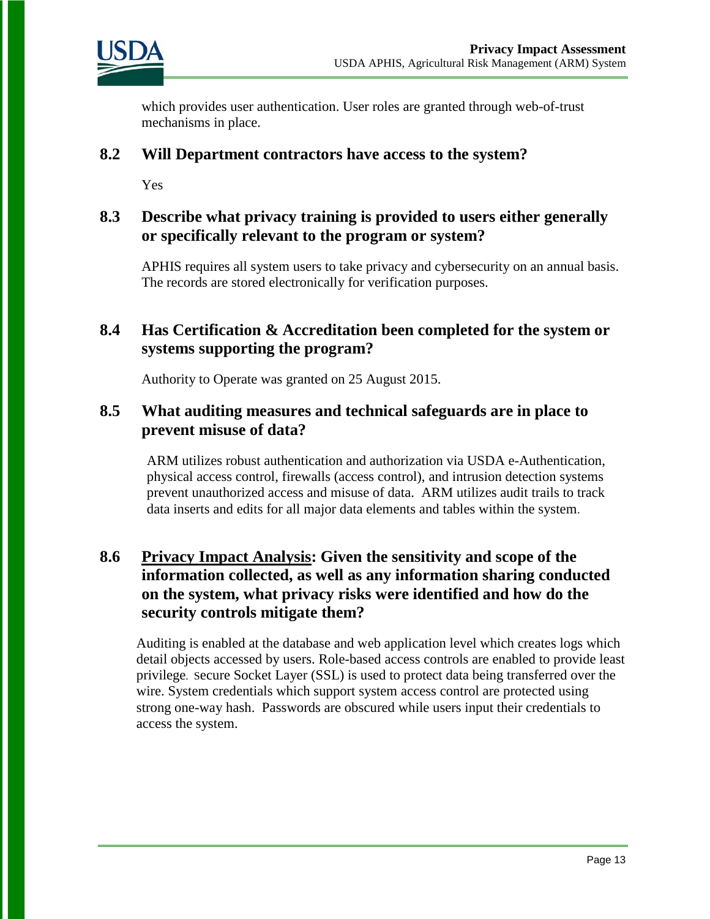which provides user authentication. User roles are granted through web-of-trust mechanisms in place.

## 8.2 Will Department contractors have access to the system?

Yes

## 8.3 Describe what privacy training is provided to users either generally or specifically relevant to the program or system?

APHIS requires all system users to take privacy and cybersecurity on an annual basis. The records are stored electronically for verification purposes.

## 8.4 Has Certification & Accreditation been completed for the system or systems supporting the program?

Authority to Operate was granted on 25 August 2015.

## 8.5 What auditing measures and technical safeguards are in place to prevent misuse of data?

ARM utilizes robust authentication and authorization via USDA e-Authentication, physical access control, firewalls (access control), and intrusion detection systems prevent unauthorized access and misuse of data. ARM utilizes audit trails to track data inserts and edits for all major data elements and tables within the system.

## 8.6 Privacy Impact Analysis: Given the sensitivity and scope of the information collected, as well as any information sharing conducted on the system, what privacy risks were identified and how do the security controls mitigate them?

Auditing is enabled at the database and web application level which creates logs which detail objects accessed by users. Role-based access controls are enabled to provide least privilege. secure Socket Layer (SSL) is used to protect data being transferred over the wire. System credentials which support system access control are protected using strong one-way hash. Passwords are obscured while users input their credentials to access the system.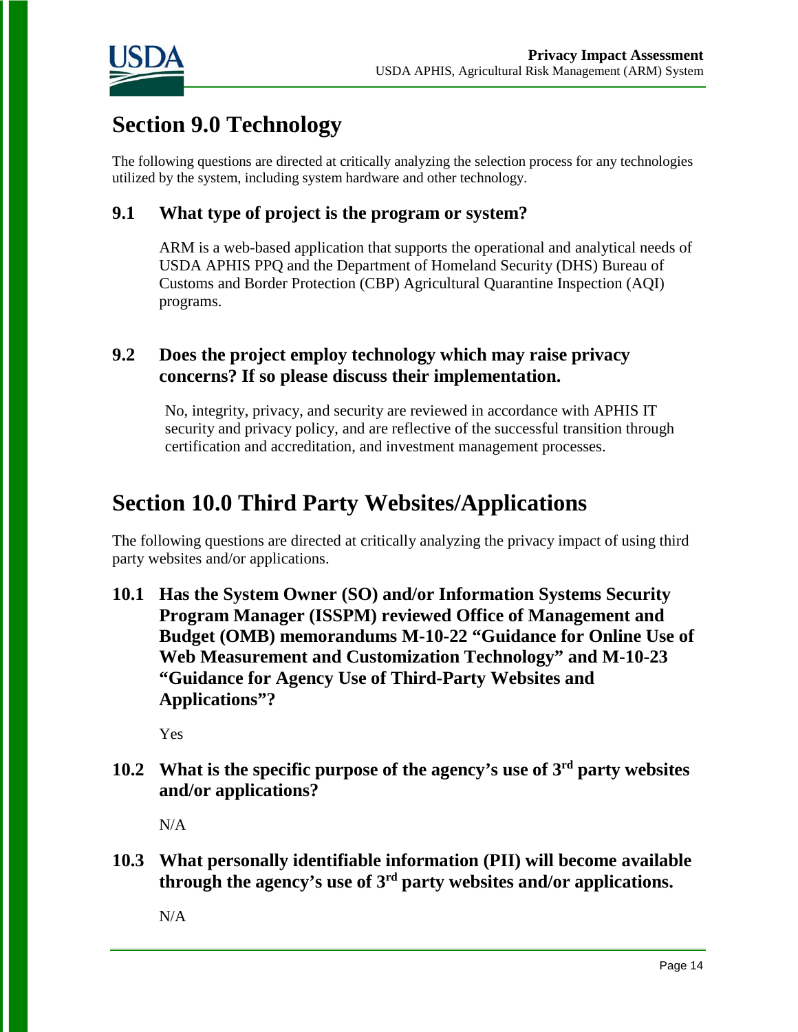## Section 9.0 Technology

The following questions are directed at critically analyzing the selection process for any technologies utilized by the system, including system hardware and other technology.

### 9.1 What type of project is the program or system?

ARM is a web-based application that supports the operational and analytical needs of USDA APHIS PPQ and the Department of Homeland Security (DHS) Bureau of Customs and Border Protection (CBP) Agricultural Quarantine Inspection (AQI) programs.

### 9.2 Does the project employ technology which may raise privacy concerns? If so please discuss their implementation.

No, integrity, privacy, and security are reviewed in accordance with APHIS IT security and privacy policy, and are reflective of the successful transition through certification and accreditation, and investment management processes.

## Section 10.0 Third Party Websites/Applications

The following questions are directed at critically analyzing the privacy impact of using third party websites and/or applications.

### 10.1 Has the System Owner (SO) and/or Information Systems Security Program Manager (ISSPM) reviewed Office of Management and Budget (OMB) memorandums M-10-22 "Guidance for Online Use of Web Measurement and Customization Technology" and M-10-23 "Guidance for Agency Use of Third-Party Websites and Applications"?

Yes

### 10.2 What is the specific purpose of the agency's use of 3rd party websites and/or applications?

N/A

### 10.3 What personally identifiable information (PII) will become available through the agency's use of 3rd party websites and/or applications.

N/A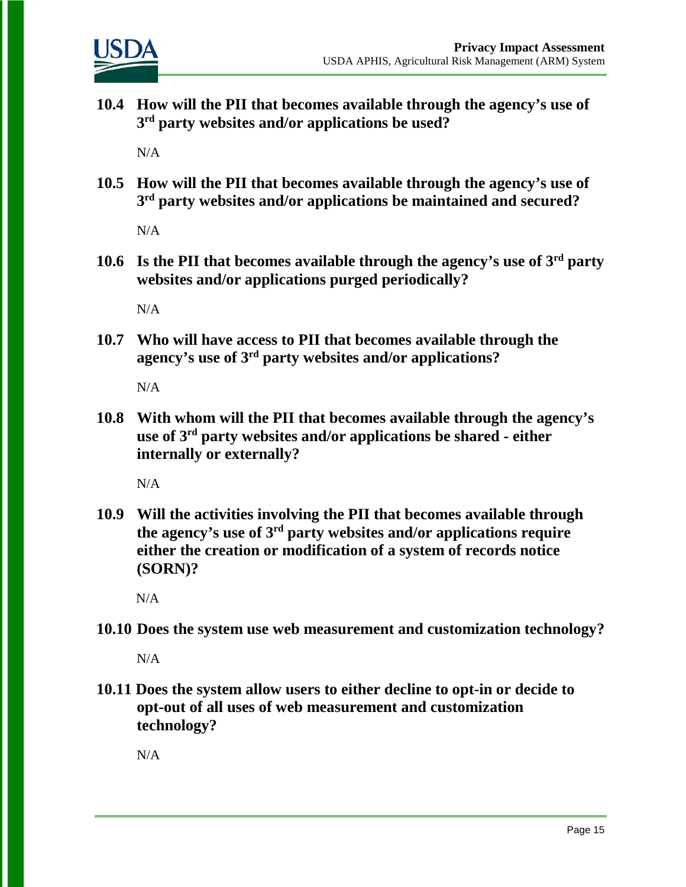**10.4 How will the PII that becomes available through the agency's use of 3rd party websites and/or applications be used?**

N/A

**10.5 How will the PII that becomes available through the agency's use of 3rd party websites and/or applications be maintained and secured?**

N/A

**10.6 Is the PII that becomes available through the agency's use of 3rd party websites and/or applications purged periodically?**

N/A

**10.7 Who will have access to PII that becomes available through the agency's use of 3rd party websites and/or applications?**

N/A

**10.8 With whom will the PII that becomes available through the agency's use of 3rd party websites and/or applications be shared - either internally or externally?**

N/A

**10.9 Will the activities involving the PII that becomes available through the agency's use of 3rd party websites and/or applications require either the creation or modification of a system of records notice (SORN)?**

N/A

**10.10 Does the system use web measurement and customization technology?**

N/A

**10.11 Does the system allow users to either decline to opt-in or decide to opt-out of all uses of web measurement and customization technology?**

N/A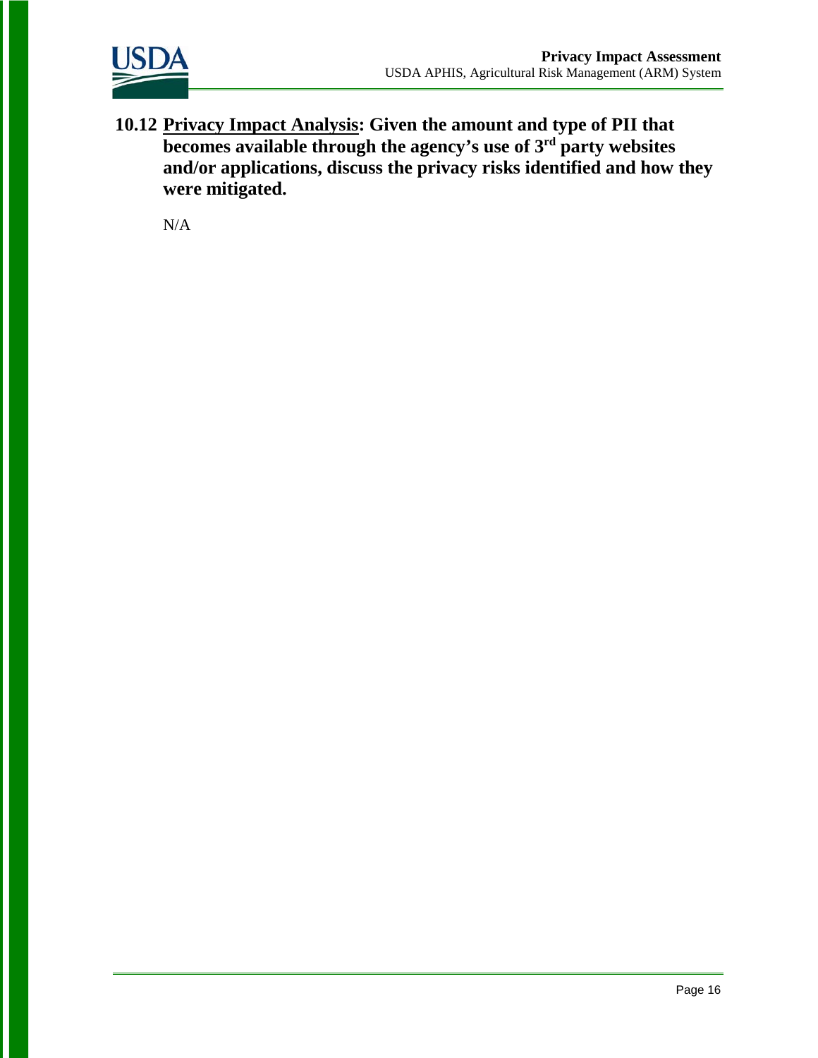**10.12 <u>Privacy Impact Analysis</u>: Given the amount and type of PII that becomes available through the agency's use of 3rd party websites and/or applications, discuss the privacy risks identified and how they were mitigated.**

N/A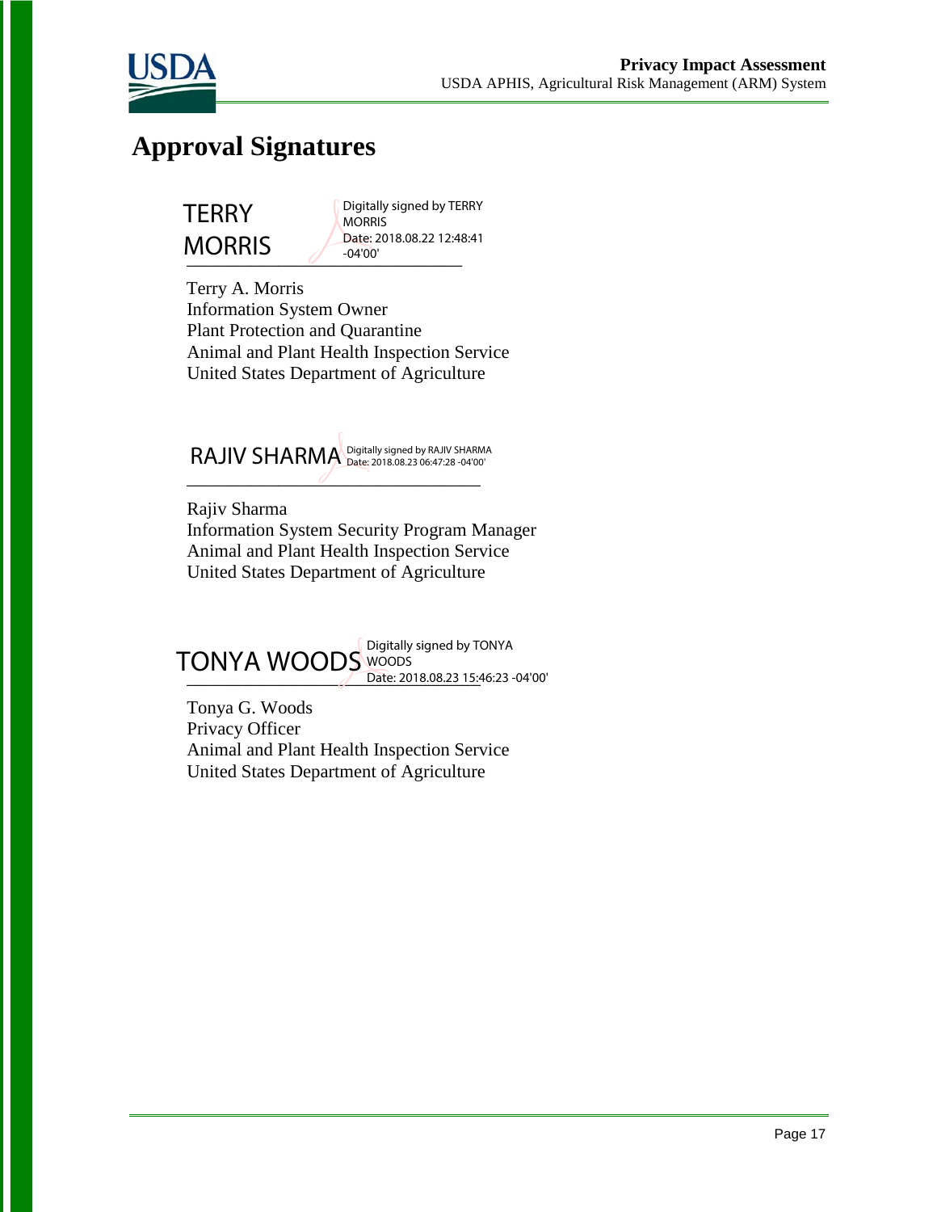# Approval Signatures

TERRY MORRIS Digitally signed by TERRY MORRIS
Date: 2018.08.22 12:48:41 -04'00'

Terry A. Morris
Information System Owner
Plant Protection and Quarantine
Animal and Plant Health Inspection Service
United States Department of Agriculture

RAJIV SHARMA Digitally signed by RAJIV SHARMA
Date: 2018.08.23 06:47:28 -04'00'

Rajiv Sharma
Information System Security Program Manager
Animal and Plant Health Inspection Service
United States Department of Agriculture

TONYA WOODS Digitally signed by TONYA WOODS
Date: 2018.08.23 15:46:23 -04'00'

Tonya G. Woods
Privacy Officer
Animal and Plant Health Inspection Service
United States Department of Agriculture